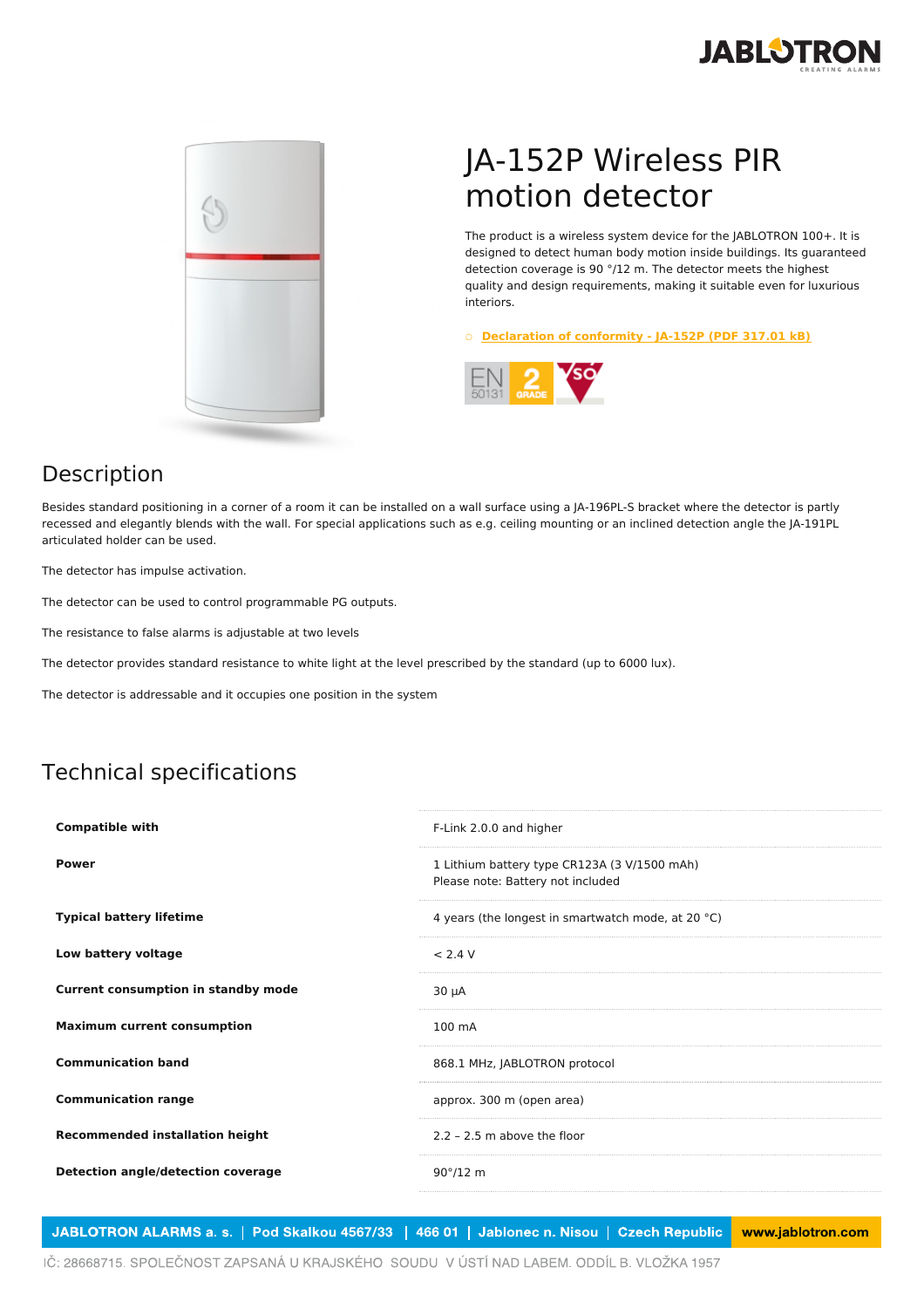# JA-152P Wireless PIR motion detector

The product is a wireless system device for the JABLOTRON 100+. It is designed to detect human body motion inside buildings. Its guaranteed detection coverage is 90 °/12 m. The detector meets the highest quality and design requirements, making it suitable even for luxurious interiors.

- Declaration of conformity - JA-152P (PDF 317.01 kB)

## Description

Besides standard positioning in a corner of a room it can be installed on a wall surface using a JA-196PL-S bracket where the detector is partly recessed and elegantly blends with the wall. For special applications such as e.g. ceiling mounting or an inclined detection angle the JA-191PL articulated holder can be used.

The detector has impulse activation.

The detector can be used to control programmable PG outputs.

The resistance to false alarms is adjustable at two levels

The detector provides standard resistance to white light at the level prescribed by the standard (up to 6000 lux).

The detector is addressable and it occupies one position in the system

## Technical specifications

| | |
|---|---|
| **Compatible with** | F-Link 2.0.0 and higher |
| **Power** | 1 Lithium battery type CR123A (3 V/1500 mAh)<br>Please note: Battery not included |
| **Typical battery lifetime** | 4 years (the longest in smartwatch mode, at 20 °C) |
| **Low battery voltage** | < 2.4 V |
| **Current consumption in standby mode** | 30 µA |
| **Maximum current consumption** | 100 mA |
| **Communication band** | 868.1 MHz, JABLOTRON protocol |
| **Communication range** | approx. 300 m (open area) |
| **Recommended installation height** | 2.2 – 2.5 m above the floor |
| **Detection angle/detection coverage** | 90°/12 m |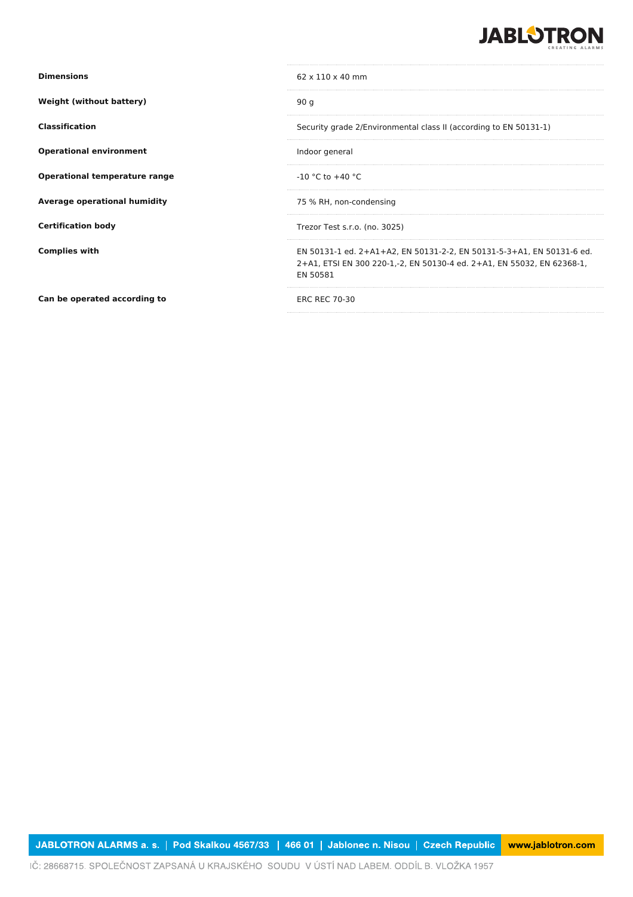| | |
|---|---|
| **Dimensions** | 62 x 110 x 40 mm |
| **Weight (without battery)** | 90 g |
| **Classification** | Security grade 2/Environmental class II (according to EN 50131-1) |
| **Operational environment** | Indoor general |
| **Operational temperature range** | -10 °C to +40 °C |
| **Average operational humidity** | 75 % RH, non-condensing |
| **Certification body** | Trezor Test s.r.o. (no. 3025) |
| **Complies with** | EN 50131-1 ed. 2+A1+A2, EN 50131-2-2, EN 50131-5-3+A1, EN 50131-6 ed. 2+A1, ETSI EN 300 220-1,-2, EN 50130-4 ed. 2+A1, EN 55032, EN 62368-1, EN 50581 |
| **Can be operated according to** | ERC REC 70-30 |